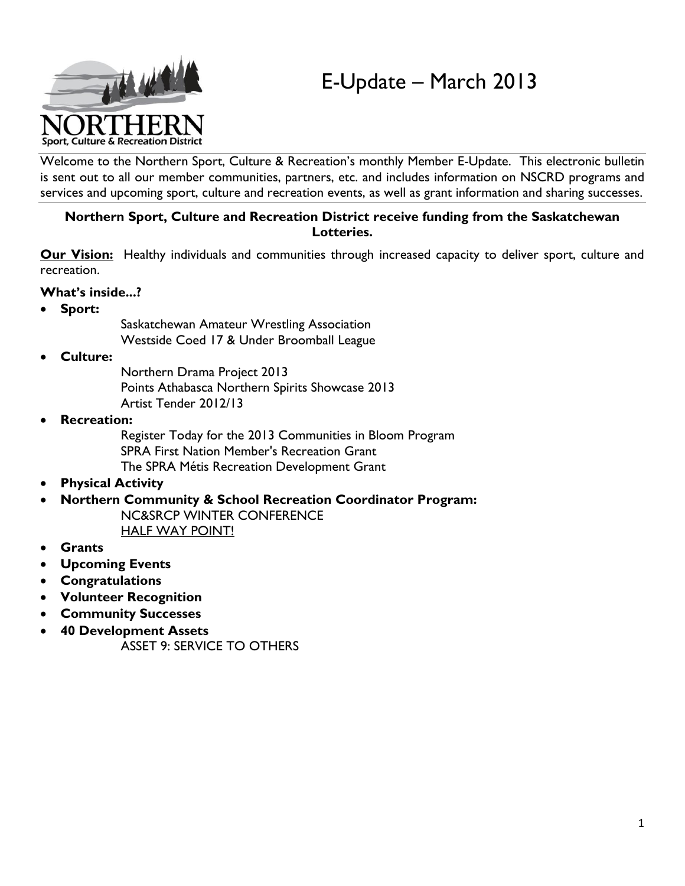# E-Update – March 2013

NORTHERN
Sport, Culture & Recreation District

Welcome to the Northern Sport, Culture & Recreation's monthly Member E-Update. This electronic bulletin is sent out to all our member communities, partners, etc. and includes information on NSCRD programs and services and upcoming sport, culture and recreation events, as well as grant information and sharing successes.

---

**Northern Sport, Culture and Recreation District receive funding from the Saskatchewan Lotteries.**

**Our Vision:** Healthy individuals and communities through increased capacity to deliver sport, culture and recreation.

**What's inside...?**

- **Sport:**
  - Saskatchewan Amateur Wrestling Association
  - Westside Coed 17 & Under Broomball League
- **Culture:**
  - Northern Drama Project 2013
  - Points Athabasca Northern Spirits Showcase 2013
  - Artist Tender 2012/13
- **Recreation:**
  - Register Today for the 2013 Communities in Bloom Program
  - SPRA First Nation Member's Recreation Grant
  - The SPRA Métis Recreation Development Grant
- **Physical Activity**
- **Northern Community & School Recreation Coordinator Program:**
  - NC&SRCP WINTER CONFERENCE
  - HALF WAY POINT!
- **Grants**
- **Upcoming Events**
- **Congratulations**
- **Volunteer Recognition**
- **Community Successes**
- **40 Development Assets**
  - ASSET 9: SERVICE TO OTHERS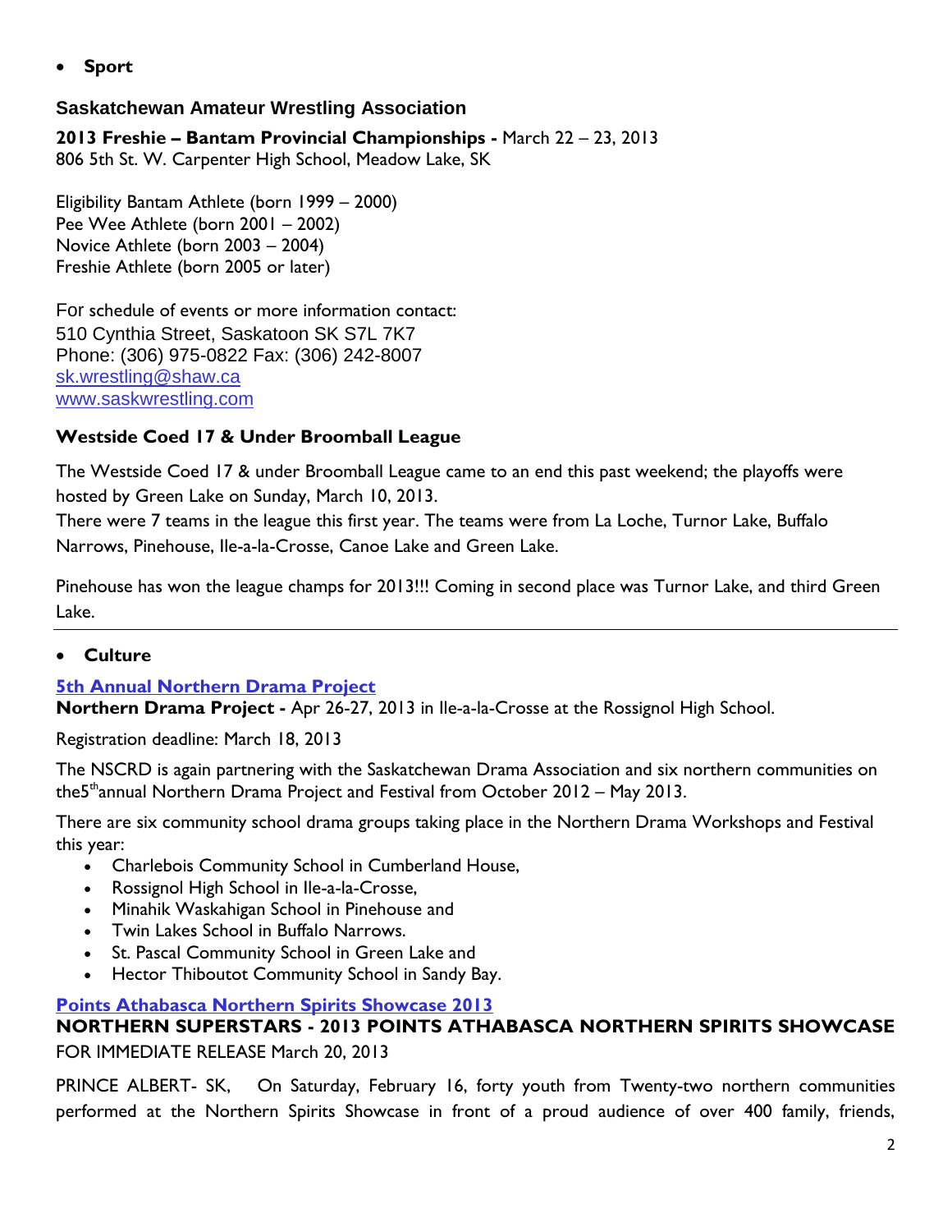- **Sport**

### Saskatchewan Amateur Wrestling Association

**2013 Freshie – Bantam Provincial Championships -** March 22 – 23, 2013
806 5th St. W. Carpenter High School, Meadow Lake, SK

Eligibility Bantam Athlete (born 1999 – 2000)
Pee Wee Athlete (born 2001 – 2002)
Novice Athlete (born 2003 – 2004)
Freshie Athlete (born 2005 or later)

For schedule of events or more information contact:
510 Cynthia Street, Saskatoon SK S7L 7K7
Phone: (306) 975-0822 Fax: (306) 242-8007
sk.wrestling@shaw.ca
www.saskwrestling.com

### Westside Coed 17 & Under Broomball League

The Westside Coed 17 & under Broomball League came to an end this past weekend; the playoffs were hosted by Green Lake on Sunday, March 10, 2013.
There were 7 teams in the league this first year. The teams were from La Loche, Turnor Lake, Buffalo Narrows, Pinehouse, Ile-a-la-Crosse, Canoe Lake and Green Lake.

Pinehouse has won the league champs for 2013!!! Coming in second place was Turnor Lake, and third Green Lake.

---

- **Culture**

### 5th Annual Northern Drama Project

**Northern Drama Project -** Apr 26-27, 2013 in Ile-a-la-Crosse at the Rossignol High School.

Registration deadline: March 18, 2013

The NSCRD is again partnering with the Saskatchewan Drama Association and six northern communities on the5th annual Northern Drama Project and Festival from October 2012 – May 2013.

There are six community school drama groups taking place in the Northern Drama Workshops and Festival this year:

- Charlebois Community School in Cumberland House,
- Rossignol High School in Ile-a-la-Crosse,
- Minahik Waskahigan School in Pinehouse and
- Twin Lakes School in Buffalo Narrows.
- St. Pascal Community School in Green Lake and
- Hector Thiboutot Community School in Sandy Bay.

### Points Athabasca Northern Spirits Showcase 2013

**NORTHERN SUPERSTARS - 2013 POINTS ATHABASCA NORTHERN SPIRITS SHOWCASE**

FOR IMMEDIATE RELEASE March 20, 2013

PRINCE ALBERT- SK, On Saturday, February 16, forty youth from Twenty-two northern communities performed at the Northern Spirits Showcase in front of a proud audience of over 400 family, friends,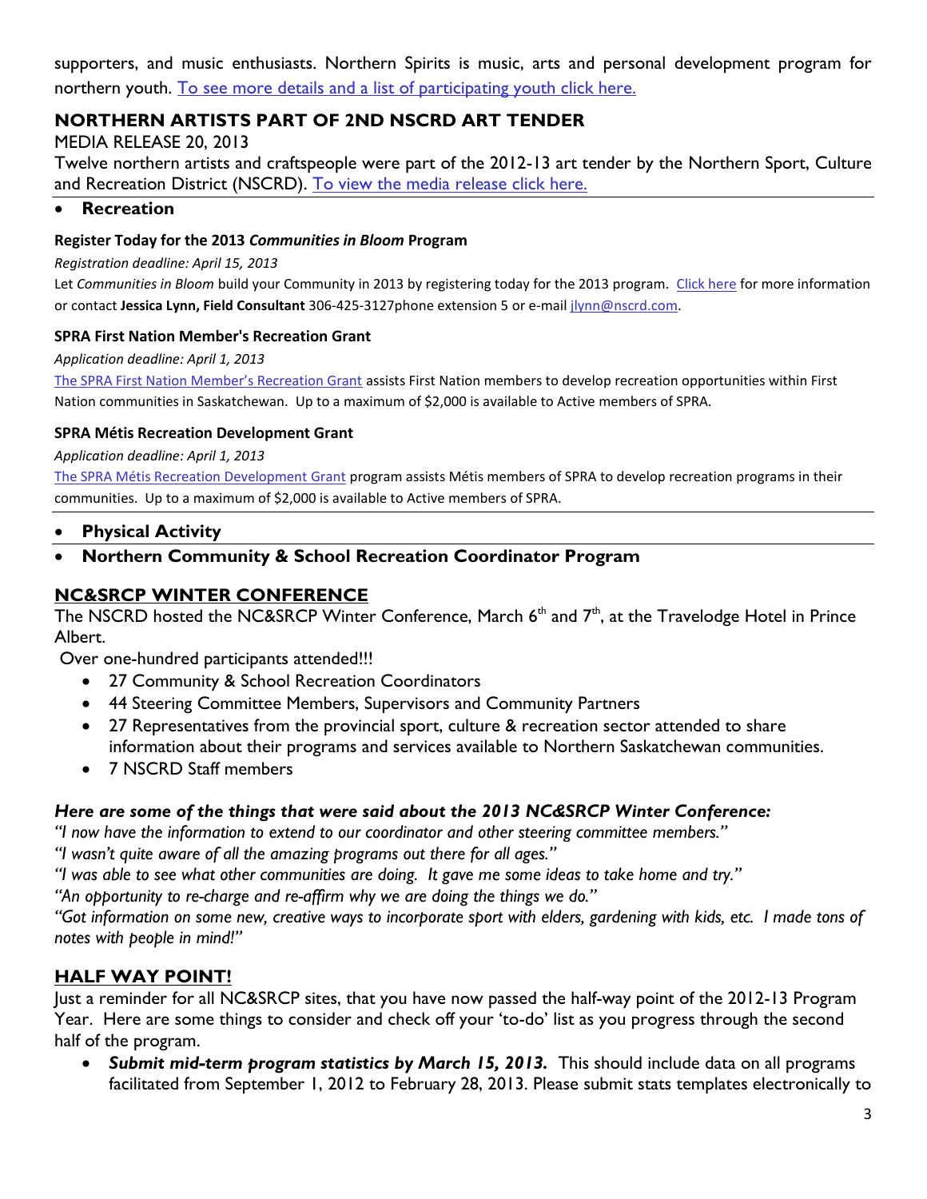supporters, and music enthusiasts. Northern Spirits is music, arts and personal development program for northern youth. To see more details and a list of participating youth click here.

## NORTHERN ARTISTS PART OF 2ND NSCRD ART TENDER

MEDIA RELEASE 20, 2013

Twelve northern artists and craftspeople were part of the 2012-13 art tender by the Northern Sport, Culture and Recreation District (NSCRD). To view the media release click here.

- **Recreation**

#### Register Today for the 2013 *Communities in Bloom* Program

*Registration deadline: April 15, 2013*

Let *Communities in Bloom* build your Community in 2013 by registering today for the 2013 program. Click here for more information or contact **Jessica Lynn, Field Consultant** 306-425-3127phone extension 5 or e-mail jlynn@nscrd.com.

#### SPRA First Nation Member's Recreation Grant

*Application deadline: April 1, 2013*

The SPRA First Nation Member's Recreation Grant assists First Nation members to develop recreation opportunities within First Nation communities in Saskatchewan. Up to a maximum of $2,000 is available to Active members of SPRA.

#### SPRA Métis Recreation Development Grant

*Application deadline: April 1, 2013*

The SPRA Métis Recreation Development Grant program assists Métis members of SPRA to develop recreation programs in their communities. Up to a maximum of $2,000 is available to Active members of SPRA.

- **Physical Activity**
- **Northern Community & School Recreation Coordinator Program**

## NC&SRCP WINTER CONFERENCE

The NSCRD hosted the NC&SRCP Winter Conference, March 6th and 7th, at the Travelodge Hotel in Prince Albert.

Over one-hundred participants attended!!!

- 27 Community & School Recreation Coordinators
- 44 Steering Committee Members, Supervisors and Community Partners
- 27 Representatives from the provincial sport, culture & recreation sector attended to share information about their programs and services available to Northern Saskatchewan communities.
- 7 NSCRD Staff members

### *Here are some of the things that were said about the 2013 NC&SRCP Winter Conference:*

*"I now have the information to extend to our coordinator and other steering committee members."*

*"I wasn't quite aware of all the amazing programs out there for all ages."*

*"I was able to see what other communities are doing. It gave me some ideas to take home and try."*

*"An opportunity to re-charge and re-affirm why we are doing the things we do."*

*"Got information on some new, creative ways to incorporate sport with elders, gardening with kids, etc. I made tons of notes with people in mind!"*

## HALF WAY POINT!

Just a reminder for all NC&SRCP sites, that you have now passed the half-way point of the 2012-13 Program Year. Here are some things to consider and check off your 'to-do' list as you progress through the second half of the program.

- ***Submit mid-term program statistics by March 15, 2013.*** This should include data on all programs facilitated from September 1, 2012 to February 28, 2013. Please submit stats templates electronically to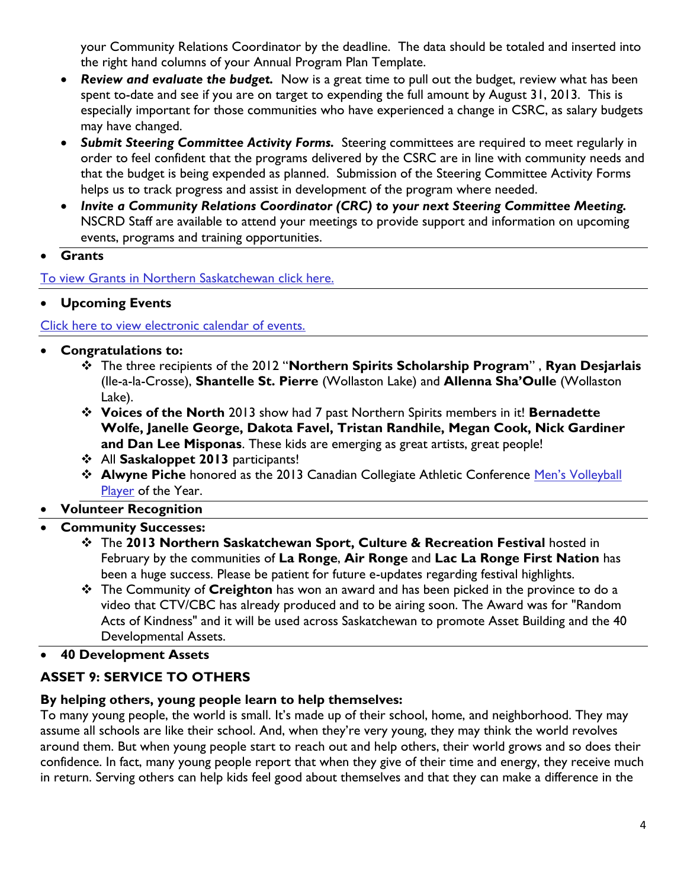your Community Relations Coordinator by the deadline. The data should be totaled and inserted into the right hand columns of your Annual Program Plan Template.

- ***Review and evaluate the budget.*** Now is a great time to pull out the budget, review what has been spent to-date and see if you are on target to expending the full amount by August 31, 2013. This is especially important for those communities who have experienced a change in CSRC, as salary budgets may have changed.
- ***Submit Steering Committee Activity Forms.*** Steering committees are required to meet regularly in order to feel confident that the programs delivered by the CSRC are in line with community needs and that the budget is being expended as planned. Submission of the Steering Committee Activity Forms helps us to track progress and assist in development of the program where needed.
- ***Invite a Community Relations Coordinator (CRC) to your next Steering Committee Meeting.*** NSCRD Staff are available to attend your meetings to provide support and information on upcoming events, programs and training opportunities.

- **Grants**

To view Grants in Northern Saskatchewan click here.

- **Upcoming Events**

Click here to view electronic calendar of events.

- **Congratulations to:**
  - The three recipients of the 2012 "**Northern Spirits Scholarship Program**" , **Ryan Desjarlais** (Ile-a-la-Crosse), **Shantelle St. Pierre** (Wollaston Lake) and **Allenna Sha'Oulle** (Wollaston Lake).
  - **Voices of the North** 2013 show had 7 past Northern Spirits members in it! **Bernadette Wolfe, Janelle George, Dakota Favel, Tristan Randhile, Megan Cook, Nick Gardiner and Dan Lee Misponas**. These kids are emerging as great artists, great people!
  - All **Saskaloppet 2013** participants!
  - **Alwyne Piche** honored as the 2013 Canadian Collegiate Athletic Conference Men's Volleyball Player of the Year.
- **Volunteer Recognition**
- **Community Successes:**
  - The **2013 Northern Saskatchewan Sport, Culture & Recreation Festival** hosted in February by the communities of **La Ronge**, **Air Ronge** and **Lac La Ronge First Nation** has been a huge success. Please be patient for future e-updates regarding festival highlights.
  - The Community of **Creighton** has won an award and has been picked in the province to do a video that CTV/CBC has already produced and to be airing soon. The Award was for "Random Acts of Kindness" and it will be used across Saskatchewan to promote Asset Building and the 40 Developmental Assets.
- **40 Development Assets**

## ASSET 9: SERVICE TO OTHERS

**By helping others, young people learn to help themselves:**

To many young people, the world is small. It's made up of their school, home, and neighborhood. They may assume all schools are like their school. And, when they're very young, they may think the world revolves around them. But when young people start to reach out and help others, their world grows and so does their confidence. In fact, many young people report that when they give of their time and energy, they receive much in return. Serving others can help kids feel good about themselves and that they can make a difference in the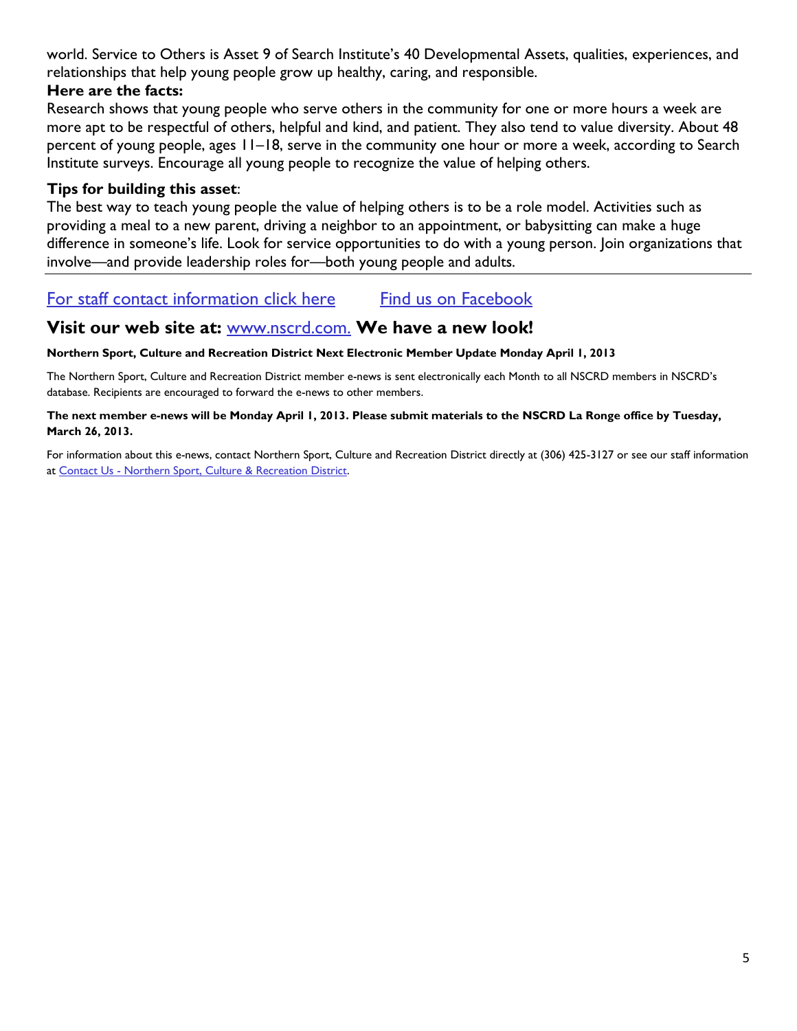world. Service to Others is Asset 9 of Search Institute's 40 Developmental Assets, qualities, experiences, and relationships that help young people grow up healthy, caring, and responsible.

**Here are the facts:**

Research shows that young people who serve others in the community for one or more hours a week are more apt to be respectful of others, helpful and kind, and patient. They also tend to value diversity. About 48 percent of young people, ages 11–18, serve in the community one hour or more a week, according to Search Institute surveys. Encourage all young people to recognize the value of helping others.

**Tips for building this asset**:

The best way to teach young people the value of helping others is to be a role model. Activities such as providing a meal to a new parent, driving a neighbor to an appointment, or babysitting can make a huge difference in someone's life. Look for service opportunities to do with a young person. Join organizations that involve—and provide leadership roles for—both young people and adults.

---

[For staff contact information click here]  [Find us on Facebook]

## Visit our web site at: [www.nscrd.com.] We have a new look!

**Northern Sport, Culture and Recreation District Next Electronic Member Update Monday April 1, 2013**

The Northern Sport, Culture and Recreation District member e-news is sent electronically each Month to all NSCRD members in NSCRD's database. Recipients are encouraged to forward the e-news to other members.

**The next member e-news will be Monday April 1, 2013. Please submit materials to the NSCRD La Ronge office by Tuesday, March 26, 2013.**

For information about this e-news, contact Northern Sport, Culture and Recreation District directly at (306) 425-3127 or see our staff information at [Contact Us - Northern Sport, Culture & Recreation District].